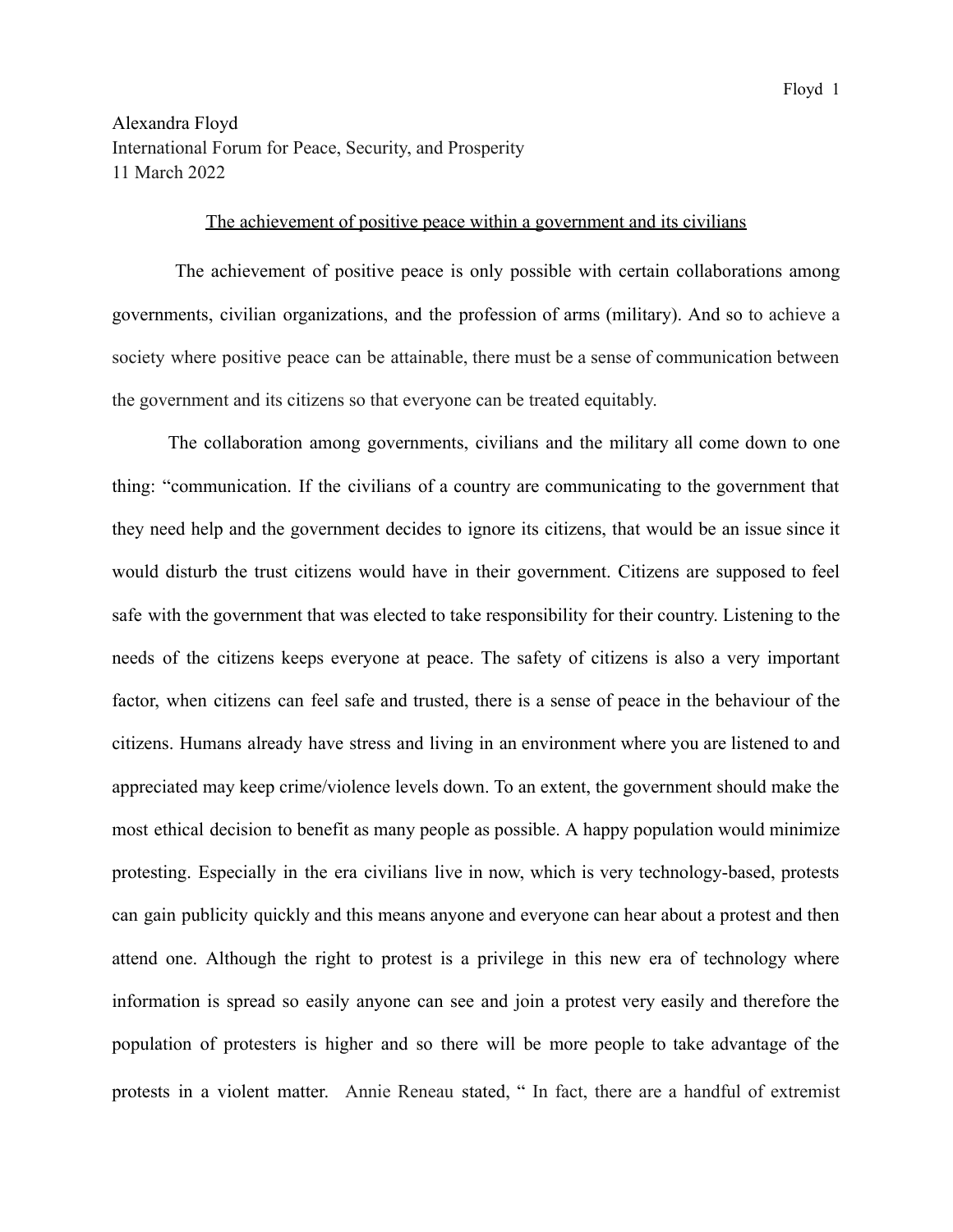Alexandra Floyd
International Forum for Peace, Security, and Prosperity
11 March 2022

<u>The achievement of positive peace within a government and its civilians</u>

The achievement of positive peace is only possible with certain collaborations among governments, civilian organizations, and the profession of arms (military). And so to achieve a society where positive peace can be attainable, there must be a sense of communication between the government and its citizens so that everyone can be treated equitably.

The collaboration among governments, civilians and the military all come down to one thing: "communication. If the civilians of a country are communicating to the government that they need help and the government decides to ignore its citizens, that would be an issue since it would disturb the trust citizens would have in their government. Citizens are supposed to feel safe with the government that was elected to take responsibility for their country. Listening to the needs of the citizens keeps everyone at peace. The safety of citizens is also a very important factor, when citizens can feel safe and trusted, there is a sense of peace in the behaviour of the citizens. Humans already have stress and living in an environment where you are listened to and appreciated may keep crime/violence levels down. To an extent, the government should make the most ethical decision to benefit as many people as possible. A happy population would minimize protesting. Especially in the era civilians live in now, which is very technology-based, protests can gain publicity quickly and this means anyone and everyone can hear about a protest and then attend one. Although the right to protest is a privilege in this new era of technology where information is spread so easily anyone can see and join a protest very easily and therefore the population of protesters is higher and so there will be more people to take advantage of the protests in a violent matter. Annie Reneau stated, " In fact, there are a handful of extremist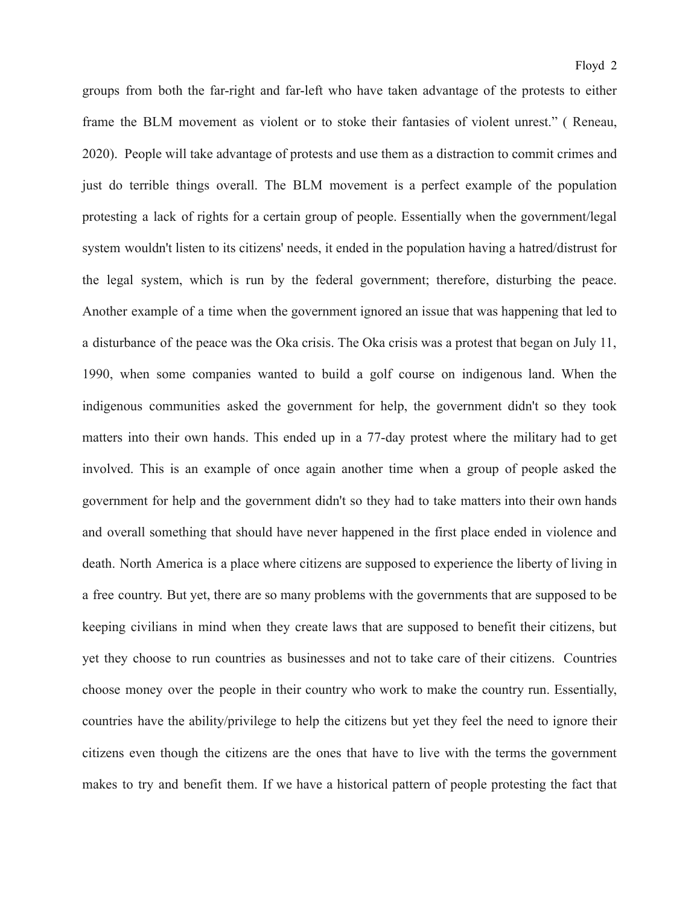groups from both the far-right and far-left who have taken advantage of the protests to either frame the BLM movement as violent or to stoke their fantasies of violent unrest." ( Reneau, 2020). People will take advantage of protests and use them as a distraction to commit crimes and just do terrible things overall. The BLM movement is a perfect example of the population protesting a lack of rights for a certain group of people. Essentially when the government/legal system wouldn't listen to its citizens' needs, it ended in the population having a hatred/distrust for the legal system, which is run by the federal government; therefore, disturbing the peace. Another example of a time when the government ignored an issue that was happening that led to a disturbance of the peace was the Oka crisis. The Oka crisis was a protest that began on July 11, 1990, when some companies wanted to build a golf course on indigenous land. When the indigenous communities asked the government for help, the government didn't so they took matters into their own hands. This ended up in a 77-day protest where the military had to get involved. This is an example of once again another time when a group of people asked the government for help and the government didn't so they had to take matters into their own hands and overall something that should have never happened in the first place ended in violence and death. North America is a place where citizens are supposed to experience the liberty of living in a free country. But yet, there are so many problems with the governments that are supposed to be keeping civilians in mind when they create laws that are supposed to benefit their citizens, but yet they choose to run countries as businesses and not to take care of their citizens. Countries choose money over the people in their country who work to make the country run. Essentially, countries have the ability/privilege to help the citizens but yet they feel the need to ignore their citizens even though the citizens are the ones that have to live with the terms the government makes to try and benefit them. If we have a historical pattern of people protesting the fact that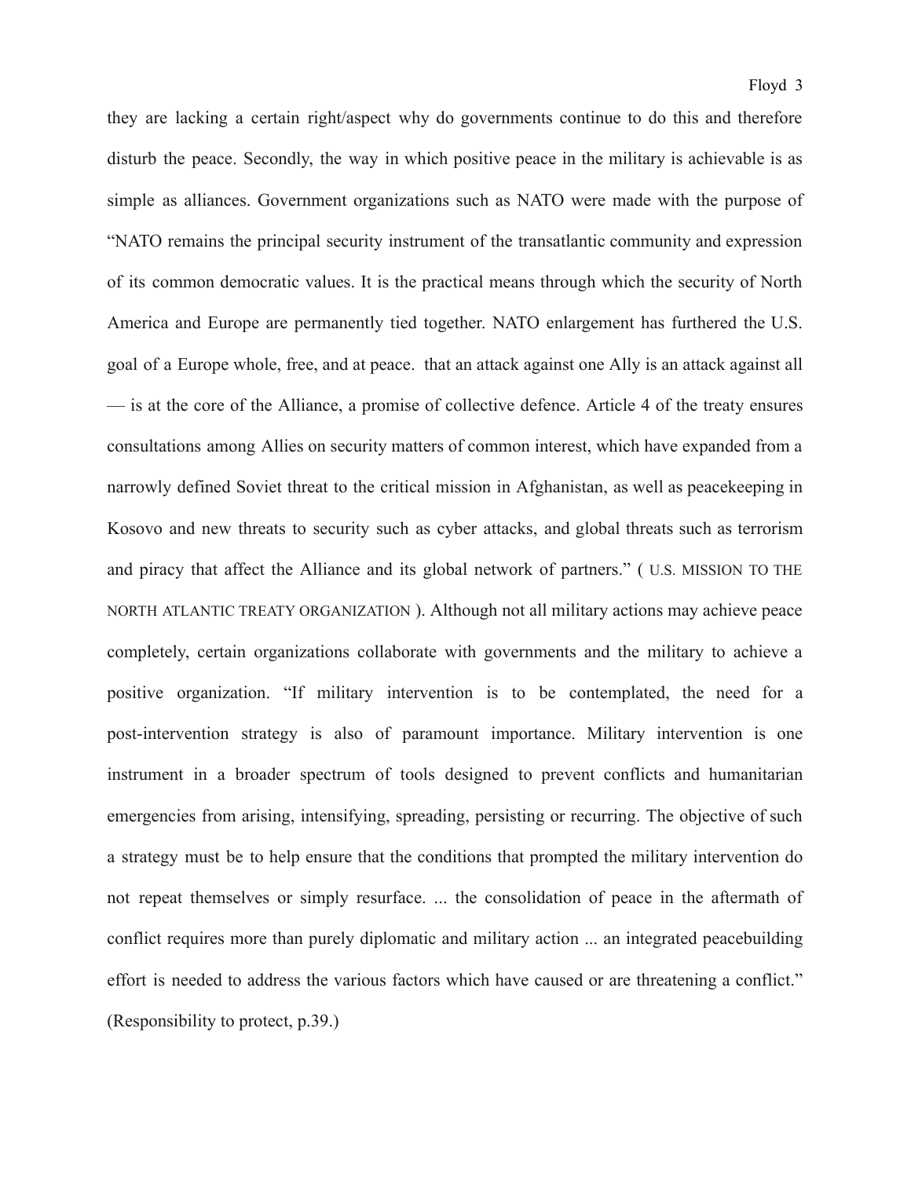they are lacking a certain right/aspect why do governments continue to do this and therefore disturb the peace. Secondly, the way in which positive peace in the military is achievable is as simple as alliances. Government organizations such as NATO were made with the purpose of "NATO remains the principal security instrument of the transatlantic community and expression of its common democratic values. It is the practical means through which the security of North America and Europe are permanently tied together. NATO enlargement has furthered the U.S. goal of a Europe whole, free, and at peace.  that an attack against one Ally is an attack against all — is at the core of the Alliance, a promise of collective defence. Article 4 of the treaty ensures consultations among Allies on security matters of common interest, which have expanded from a narrowly defined Soviet threat to the critical mission in Afghanistan, as well as peacekeeping in Kosovo and new threats to security such as cyber attacks, and global threats such as terrorism and piracy that affect the Alliance and its global network of partners." ( U.S. MISSION TO THE NORTH ATLANTIC TREATY ORGANIZATION ). Although not all military actions may achieve peace completely, certain organizations collaborate with governments and the military to achieve a positive organization. "If military intervention is to be contemplated, the need for a post-intervention strategy is also of paramount importance. Military intervention is one instrument in a broader spectrum of tools designed to prevent conflicts and humanitarian emergencies from arising, intensifying, spreading, persisting or recurring. The objective of such a strategy must be to help ensure that the conditions that prompted the military intervention do not repeat themselves or simply resurface. ... the consolidation of peace in the aftermath of conflict requires more than purely diplomatic and military action ... an integrated peacebuilding effort is needed to address the various factors which have caused or are threatening a conflict." (Responsibility to protect, p.39.)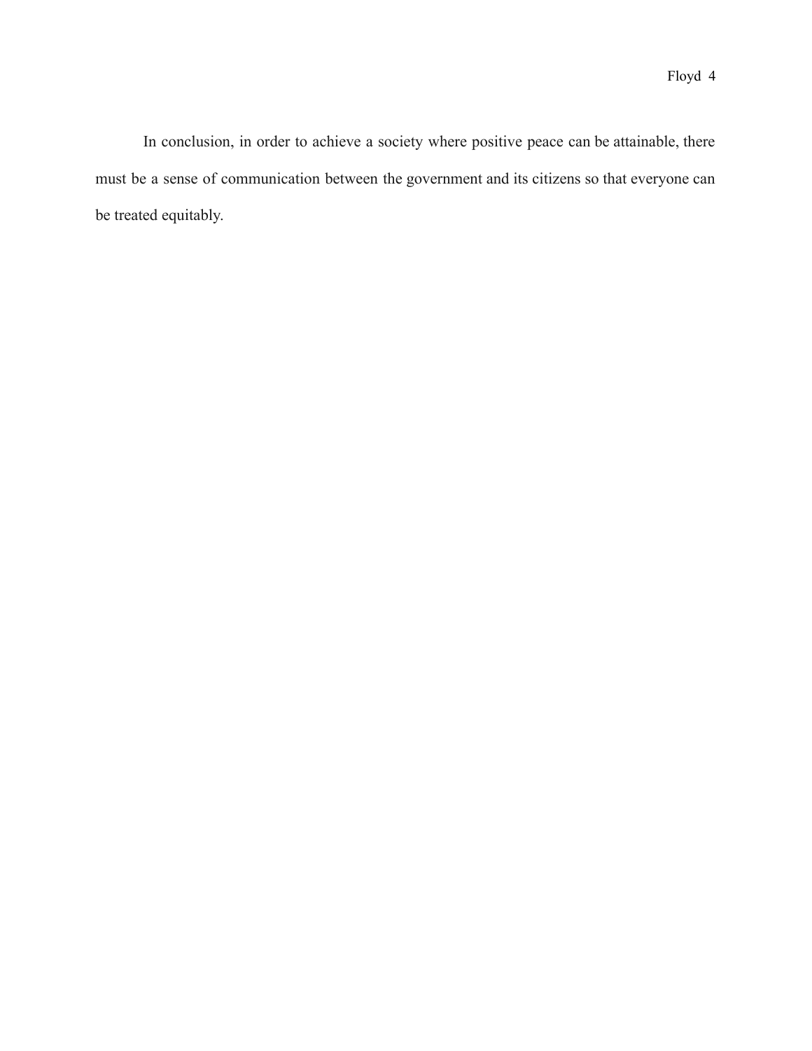In conclusion, in order to achieve a society where positive peace can be attainable, there must be a sense of communication between the government and its citizens so that everyone can be treated equitably.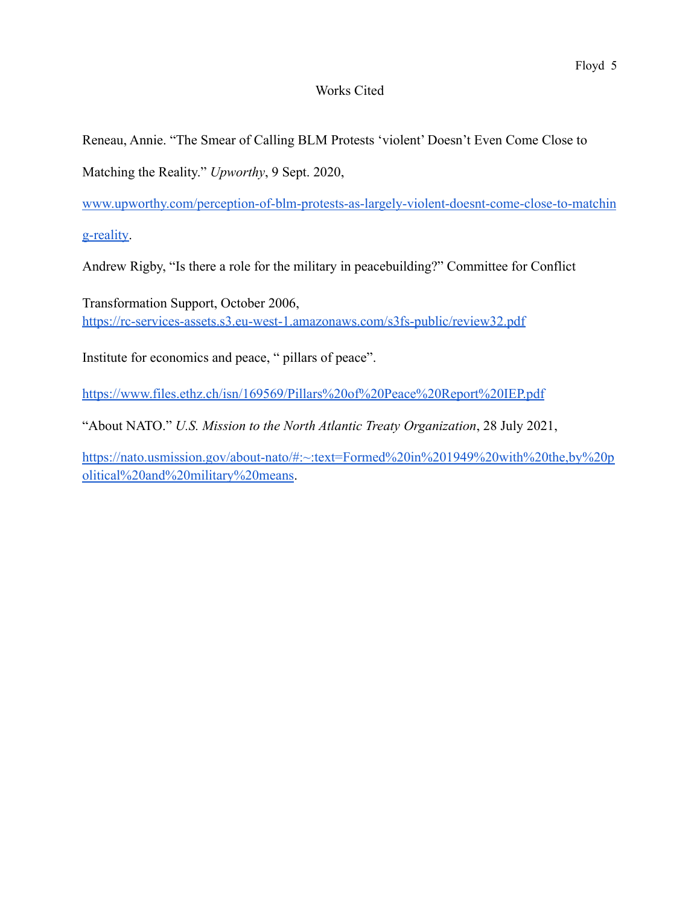# Works Cited

Reneau, Annie. "The Smear of Calling BLM Protests 'violent' Doesn't Even Come Close to Matching the Reality." *Upworthy*, 9 Sept. 2020, www.upworthy.com/perception-of-blm-protests-as-largely-violent-doesnt-come-close-to-matching-reality.

Andrew Rigby, "Is there a role for the military in peacebuilding?" Committee for Conflict Transformation Support, October 2006, https://rc-services-assets.s3.eu-west-1.amazonaws.com/s3fs-public/review32.pdf

Institute for economics and peace, " pillars of peace". https://www.files.ethz.ch/isn/169569/Pillars%20of%20Peace%20Report%20IEP.pdf

"About NATO." *U.S. Mission to the North Atlantic Treaty Organization*, 28 July 2021, https://nato.usmission.gov/about-nato/#:~:text=Formed%20in%201949%20with%20the,by%20political%20and%20military%20means.